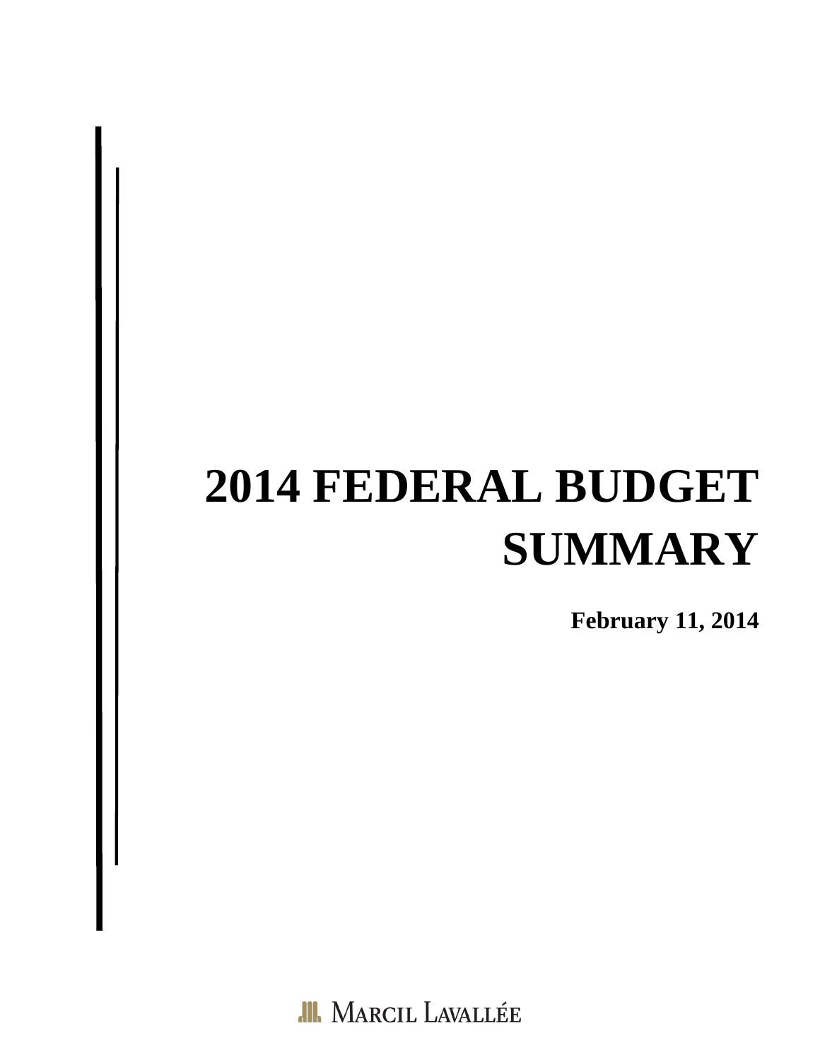# 2014 FEDERAL BUDGET SUMMARY

**February 11, 2014**

Marcil Lavallée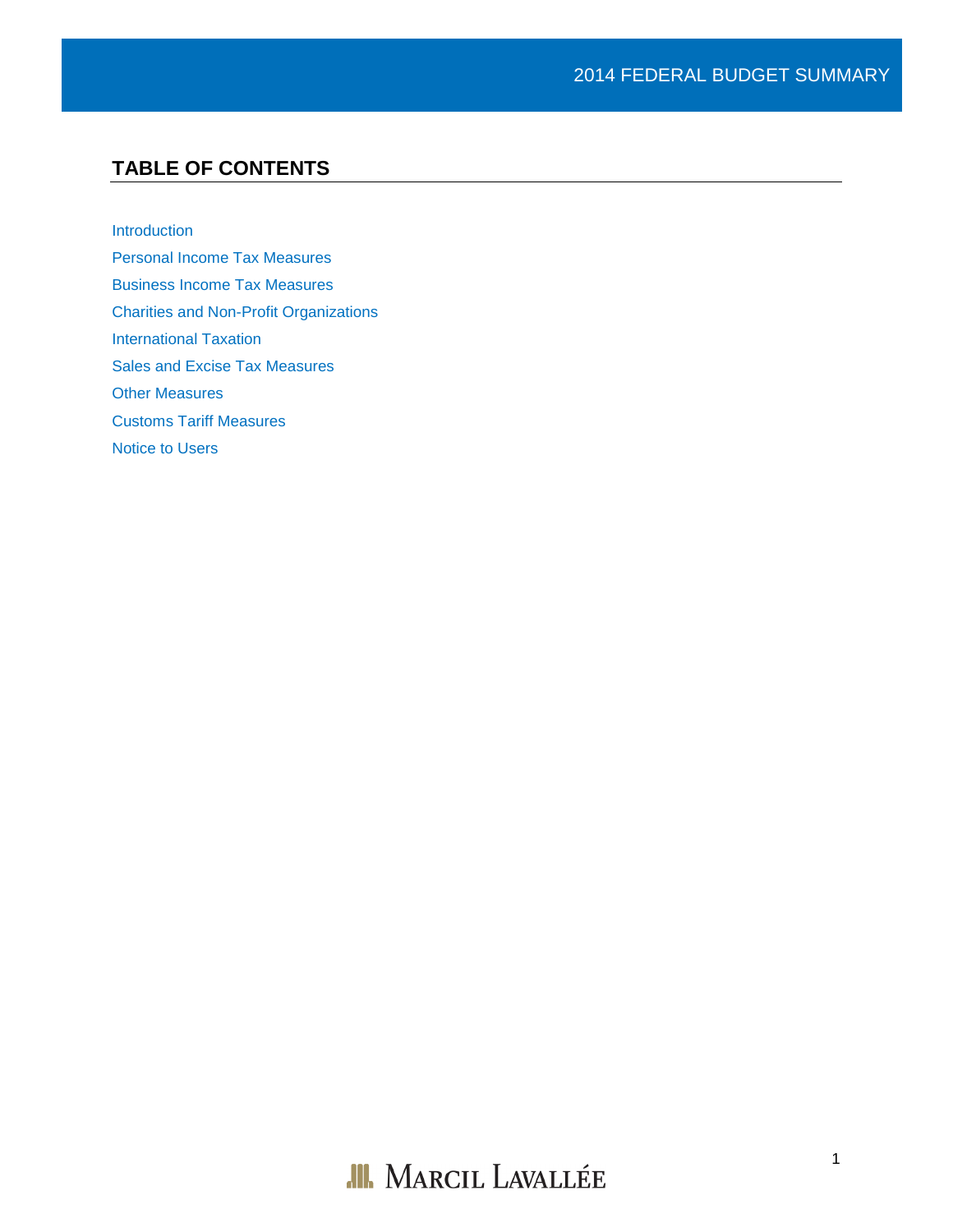## TABLE OF CONTENTS

Introduction

Personal Income Tax Measures

Business Income Tax Measures

Charities and Non-Profit Organizations

International Taxation

Sales and Excise Tax Measures

Other Measures

Customs Tariff Measures

Notice to Users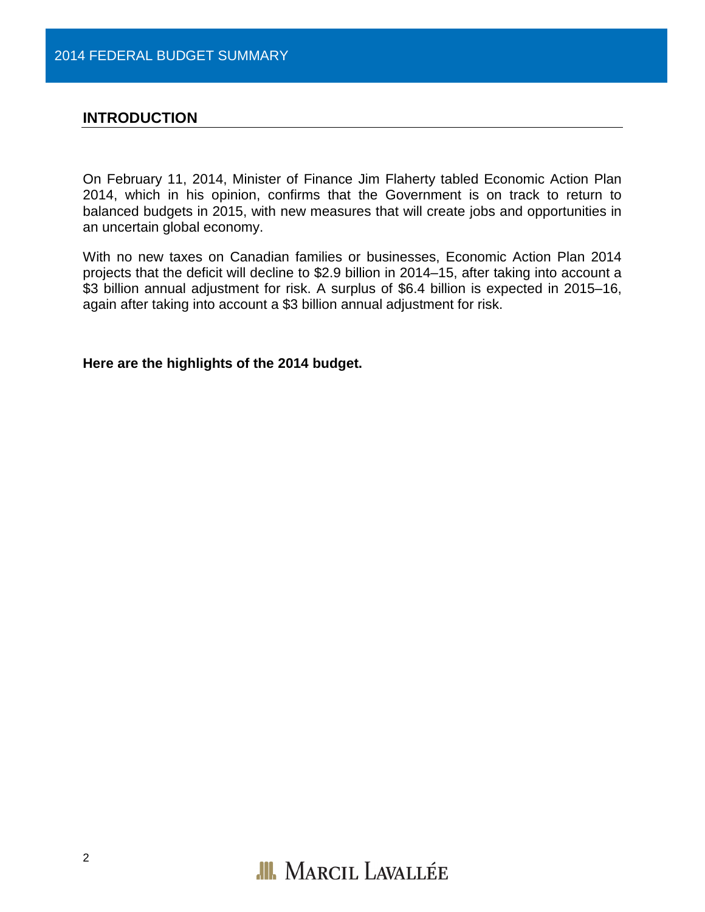## INTRODUCTION

On February 11, 2014, Minister of Finance Jim Flaherty tabled Economic Action Plan 2014, which in his opinion, confirms that the Government is on track to return to balanced budgets in 2015, with new measures that will create jobs and opportunities in an uncertain global economy.

With no new taxes on Canadian families or businesses, Economic Action Plan 2014 projects that the deficit will decline to $2.9 billion in 2014–15, after taking into account a $3 billion annual adjustment for risk. A surplus of $6.4 billion is expected in 2015–16, again after taking into account a $3 billion annual adjustment for risk.

**Here are the highlights of the 2014 budget.**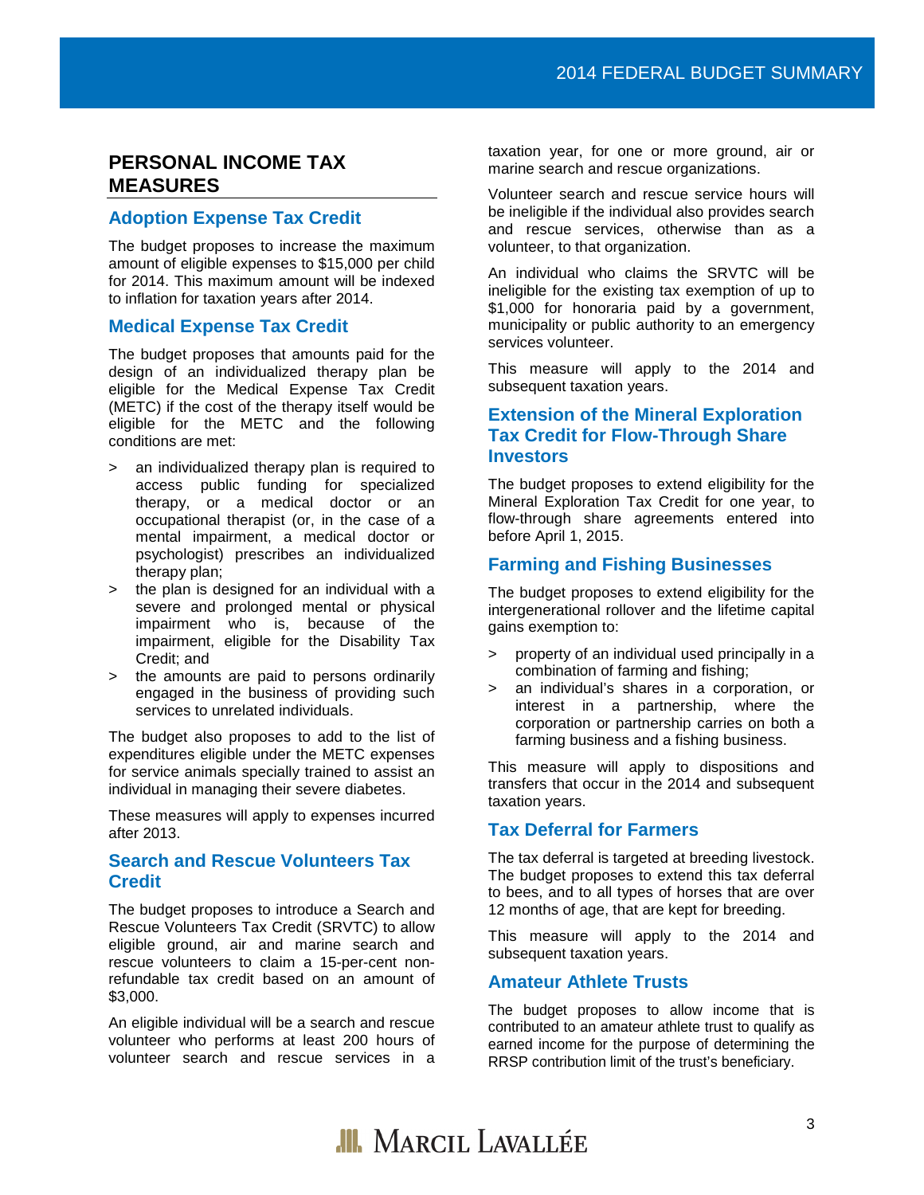## PERSONAL INCOME TAX MEASURES

### Adoption Expense Tax Credit

The budget proposes to increase the maximum amount of eligible expenses to $15,000 per child for 2014. This maximum amount will be indexed to inflation for taxation years after 2014.

### Medical Expense Tax Credit

The budget proposes that amounts paid for the design of an individualized therapy plan be eligible for the Medical Expense Tax Credit (METC) if the cost of the therapy itself would be eligible for the METC and the following conditions are met:

- an individualized therapy plan is required to access public funding for specialized therapy, or a medical doctor or an occupational therapist (or, in the case of a mental impairment, a medical doctor or psychologist) prescribes an individualized therapy plan;
- the plan is designed for an individual with a severe and prolonged mental or physical impairment who is, because of the impairment, eligible for the Disability Tax Credit; and
- the amounts are paid to persons ordinarily engaged in the business of providing such services to unrelated individuals.

The budget also proposes to add to the list of expenditures eligible under the METC expenses for service animals specially trained to assist an individual in managing their severe diabetes.

These measures will apply to expenses incurred after 2013.

### Search and Rescue Volunteers Tax Credit

The budget proposes to introduce a Search and Rescue Volunteers Tax Credit (SRVTC) to allow eligible ground, air and marine search and rescue volunteers to claim a 15-per-cent non-refundable tax credit based on an amount of $3,000.

An eligible individual will be a search and rescue volunteer who performs at least 200 hours of volunteer search and rescue services in a taxation year, for one or more ground, air or marine search and rescue organizations.

Volunteer search and rescue service hours will be ineligible if the individual also provides search and rescue services, otherwise than as a volunteer, to that organization.

An individual who claims the SRVTC will be ineligible for the existing tax exemption of up to $1,000 for honoraria paid by a government, municipality or public authority to an emergency services volunteer.

This measure will apply to the 2014 and subsequent taxation years.

### Extension of the Mineral Exploration Tax Credit for Flow-Through Share Investors

The budget proposes to extend eligibility for the Mineral Exploration Tax Credit for one year, to flow-through share agreements entered into before April 1, 2015.

### Farming and Fishing Businesses

The budget proposes to extend eligibility for the intergenerational rollover and the lifetime capital gains exemption to:

- property of an individual used principally in a combination of farming and fishing;
- an individual's shares in a corporation, or interest in a partnership, where the corporation or partnership carries on both a farming business and a fishing business.

This measure will apply to dispositions and transfers that occur in the 2014 and subsequent taxation years.

### Tax Deferral for Farmers

The tax deferral is targeted at breeding livestock. The budget proposes to extend this tax deferral to bees, and to all types of horses that are over 12 months of age, that are kept for breeding.

This measure will apply to the 2014 and subsequent taxation years.

### Amateur Athlete Trusts

The budget proposes to allow income that is contributed to an amateur athlete trust to qualify as earned income for the purpose of determining the RRSP contribution limit of the trust's beneficiary.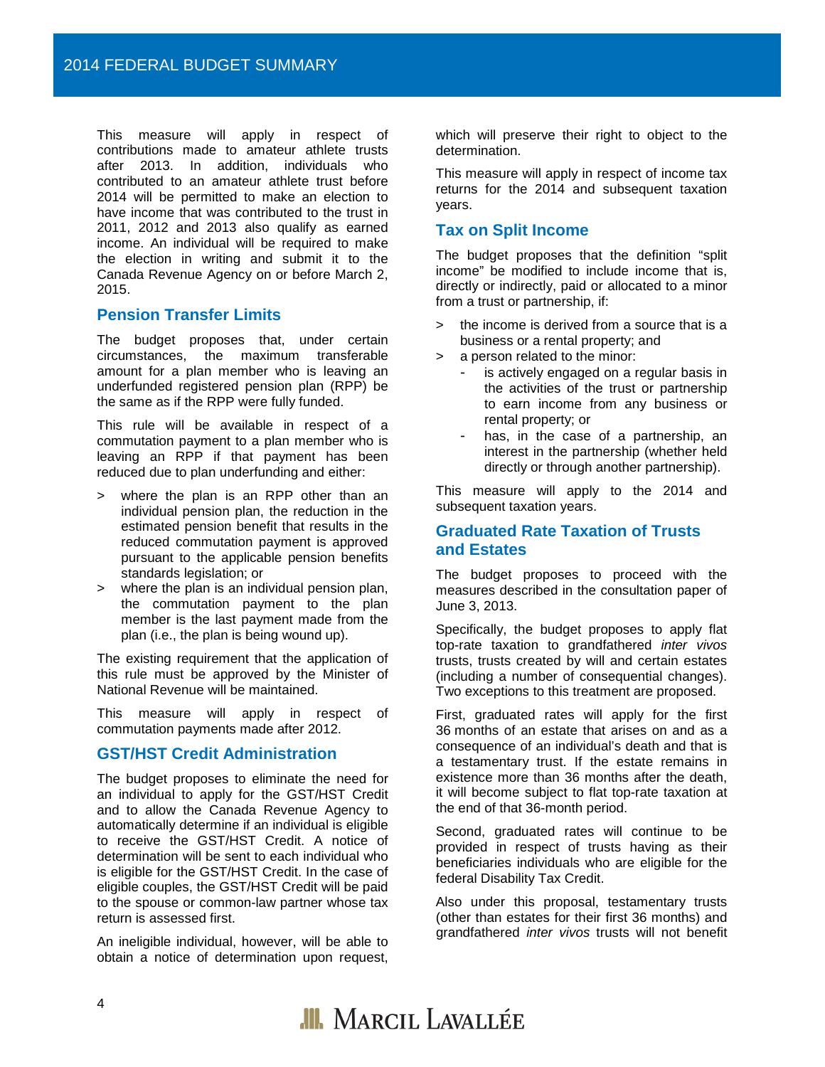This measure will apply in respect of contributions made to amateur athlete trusts after 2013. In addition, individuals who contributed to an amateur athlete trust before 2014 will be permitted to make an election to have income that was contributed to the trust in 2011, 2012 and 2013 also qualify as earned income. An individual will be required to make the election in writing and submit it to the Canada Revenue Agency on or before March 2, 2015.

## Pension Transfer Limits

The budget proposes that, under certain circumstances, the maximum transferable amount for a plan member who is leaving an underfunded registered pension plan (RPP) be the same as if the RPP were fully funded.

This rule will be available in respect of a commutation payment to a plan member who is leaving an RPP if that payment has been reduced due to plan underfunding and either:

- where the plan is an RPP other than an individual pension plan, the reduction in the estimated pension benefit that results in the reduced commutation payment is approved pursuant to the applicable pension benefits standards legislation; or
- where the plan is an individual pension plan, the commutation payment to the plan member is the last payment made from the plan (i.e., the plan is being wound up).

The existing requirement that the application of this rule must be approved by the Minister of National Revenue will be maintained.

This measure will apply in respect of commutation payments made after 2012.

## GST/HST Credit Administration

The budget proposes to eliminate the need for an individual to apply for the GST/HST Credit and to allow the Canada Revenue Agency to automatically determine if an individual is eligible to receive the GST/HST Credit. A notice of determination will be sent to each individual who is eligible for the GST/HST Credit. In the case of eligible couples, the GST/HST Credit will be paid to the spouse or common-law partner whose tax return is assessed first.

An ineligible individual, however, will be able to obtain a notice of determination upon request, which will preserve their right to object to the determination.

This measure will apply in respect of income tax returns for the 2014 and subsequent taxation years.

## Tax on Split Income

The budget proposes that the definition "split income" be modified to include income that is, directly or indirectly, paid or allocated to a minor from a trust or partnership, if:

- the income is derived from a source that is a business or a rental property; and
- a person related to the minor:
  - is actively engaged on a regular basis in the activities of the trust or partnership to earn income from any business or rental property; or
  - has, in the case of a partnership, an interest in the partnership (whether held directly or through another partnership).

This measure will apply to the 2014 and subsequent taxation years.

## Graduated Rate Taxation of Trusts and Estates

The budget proposes to proceed with the measures described in the consultation paper of June 3, 2013.

Specifically, the budget proposes to apply flat top-rate taxation to grandfathered *inter vivos* trusts, trusts created by will and certain estates (including a number of consequential changes). Two exceptions to this treatment are proposed.

First, graduated rates will apply for the first 36 months of an estate that arises on and as a consequence of an individual's death and that is a testamentary trust. If the estate remains in existence more than 36 months after the death, it will become subject to flat top-rate taxation at the end of that 36-month period.

Second, graduated rates will continue to be provided in respect of trusts having as their beneficiaries individuals who are eligible for the federal Disability Tax Credit.

Also under this proposal, testamentary trusts (other than estates for their first 36 months) and grandfathered *inter vivos* trusts will not benefit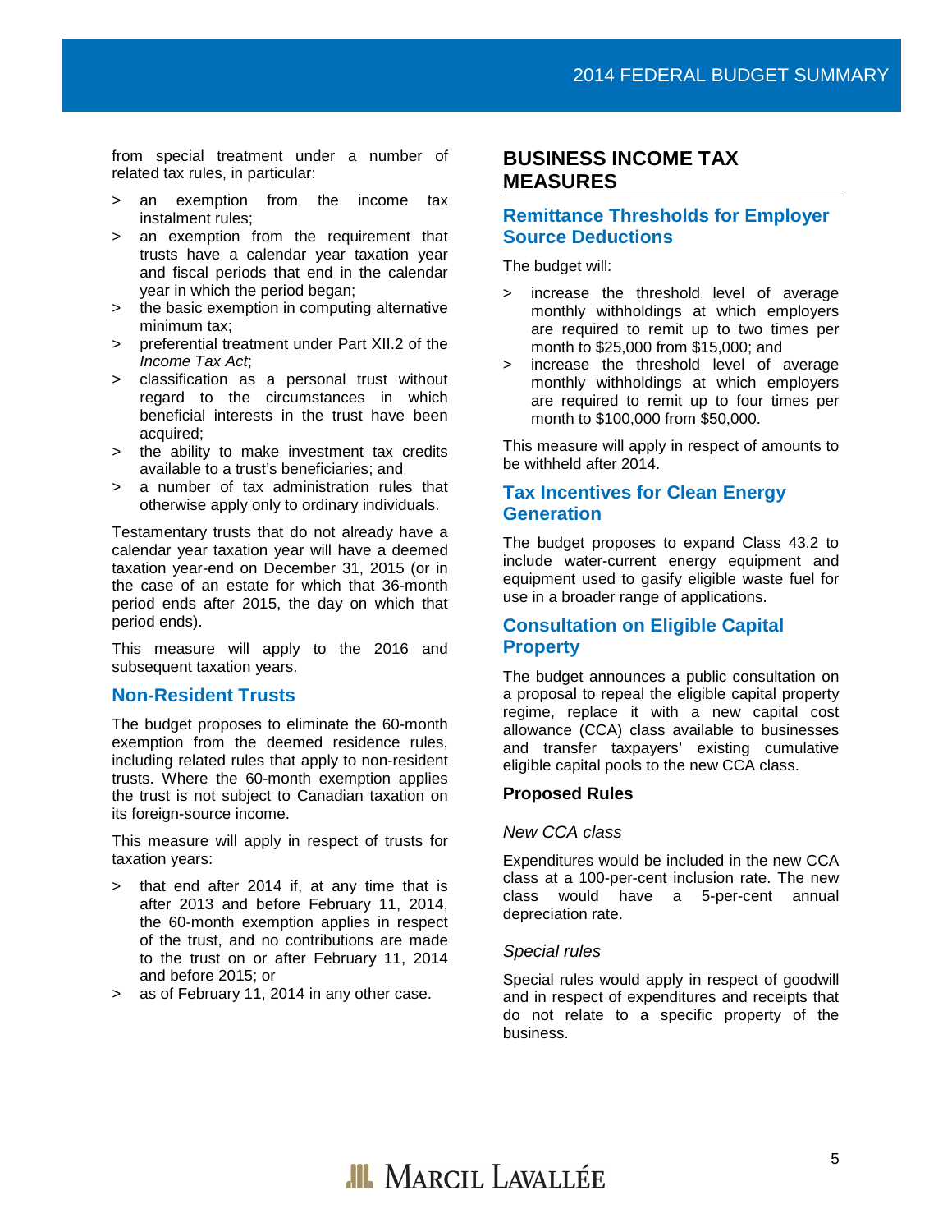from special treatment under a number of related tax rules, in particular:

> an exemption from the income tax instalment rules;
> an exemption from the requirement that trusts have a calendar year taxation year and fiscal periods that end in the calendar year in which the period began;
> the basic exemption in computing alternative minimum tax;
> preferential treatment under Part XII.2 of the *Income Tax Act*;
> classification as a personal trust without regard to the circumstances in which beneficial interests in the trust have been acquired;
> the ability to make investment tax credits available to a trust's beneficiaries; and
> a number of tax administration rules that otherwise apply only to ordinary individuals.

Testamentary trusts that do not already have a calendar year taxation year will have a deemed taxation year-end on December 31, 2015 (or in the case of an estate for which that 36-month period ends after 2015, the day on which that period ends).

This measure will apply to the 2016 and subsequent taxation years.

### Non-Resident Trusts

The budget proposes to eliminate the 60-month exemption from the deemed residence rules, including related rules that apply to non-resident trusts. Where the 60-month exemption applies the trust is not subject to Canadian taxation on its foreign-source income.

This measure will apply in respect of trusts for taxation years:

> that end after 2014 if, at any time that is after 2013 and before February 11, 2014, the 60-month exemption applies in respect of the trust, and no contributions are made to the trust on or after February 11, 2014 and before 2015; or
> as of February 11, 2014 in any other case.

## BUSINESS INCOME TAX MEASURES

### Remittance Thresholds for Employer Source Deductions

The budget will:

> increase the threshold level of average monthly withholdings at which employers are required to remit up to two times per month to $25,000 from $15,000; and
> increase the threshold level of average monthly withholdings at which employers are required to remit up to four times per month to $100,000 from $50,000.

This measure will apply in respect of amounts to be withheld after 2014.

### Tax Incentives for Clean Energy Generation

The budget proposes to expand Class 43.2 to include water-current energy equipment and equipment used to gasify eligible waste fuel for use in a broader range of applications.

### Consultation on Eligible Capital Property

The budget announces a public consultation on a proposal to repeal the eligible capital property regime, replace it with a new capital cost allowance (CCA) class available to businesses and transfer taxpayers' existing cumulative eligible capital pools to the new CCA class.

#### Proposed Rules

*New CCA class*

Expenditures would be included in the new CCA class at a 100-per-cent inclusion rate. The new class would have a 5-per-cent annual depreciation rate.

*Special rules*

Special rules would apply in respect of goodwill and in respect of expenditures and receipts that do not relate to a specific property of the business.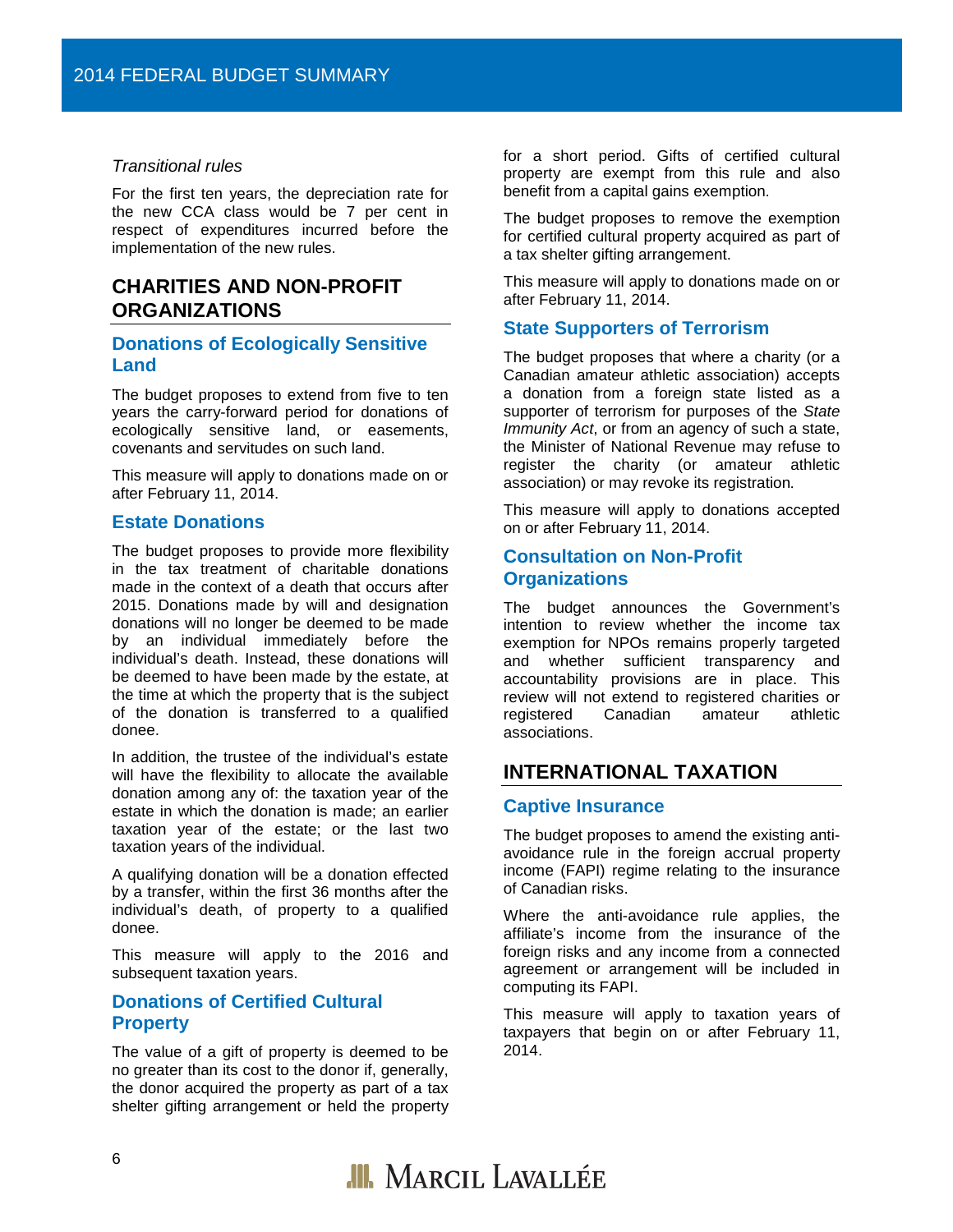*Transitional rules*

For the first ten years, the depreciation rate for the new CCA class would be 7 per cent in respect of expenditures incurred before the implementation of the new rules.

## CHARITIES AND NON-PROFIT ORGANIZATIONS

### Donations of Ecologically Sensitive Land

The budget proposes to extend from five to ten years the carry-forward period for donations of ecologically sensitive land, or easements, covenants and servitudes on such land.

This measure will apply to donations made on or after February 11, 2014.

### Estate Donations

The budget proposes to provide more flexibility in the tax treatment of charitable donations made in the context of a death that occurs after 2015. Donations made by will and designation donations will no longer be deemed to be made by an individual immediately before the individual's death. Instead, these donations will be deemed to have been made by the estate, at the time at which the property that is the subject of the donation is transferred to a qualified donee.

In addition, the trustee of the individual's estate will have the flexibility to allocate the available donation among any of: the taxation year of the estate in which the donation is made; an earlier taxation year of the estate; or the last two taxation years of the individual.

A qualifying donation will be a donation effected by a transfer, within the first 36 months after the individual's death, of property to a qualified donee.

This measure will apply to the 2016 and subsequent taxation years.

### Donations of Certified Cultural Property

The value of a gift of property is deemed to be no greater than its cost to the donor if, generally, the donor acquired the property as part of a tax shelter gifting arrangement or held the property for a short period. Gifts of certified cultural property are exempt from this rule and also benefit from a capital gains exemption.

The budget proposes to remove the exemption for certified cultural property acquired as part of a tax shelter gifting arrangement.

This measure will apply to donations made on or after February 11, 2014.

### State Supporters of Terrorism

The budget proposes that where a charity (or a Canadian amateur athletic association) accepts a donation from a foreign state listed as a supporter of terrorism for purposes of the *State Immunity Act*, or from an agency of such a state, the Minister of National Revenue may refuse to register the charity (or amateur athletic association) or may revoke its registration.

This measure will apply to donations accepted on or after February 11, 2014.

### Consultation on Non-Profit Organizations

The budget announces the Government's intention to review whether the income tax exemption for NPOs remains properly targeted and whether sufficient transparency and accountability provisions are in place. This review will not extend to registered charities or registered Canadian amateur athletic associations.

## INTERNATIONAL TAXATION

### Captive Insurance

The budget proposes to amend the existing anti-avoidance rule in the foreign accrual property income (FAPI) regime relating to the insurance of Canadian risks.

Where the anti-avoidance rule applies, the affiliate's income from the insurance of the foreign risks and any income from a connected agreement or arrangement will be included in computing its FAPI.

This measure will apply to taxation years of taxpayers that begin on or after February 11, 2014.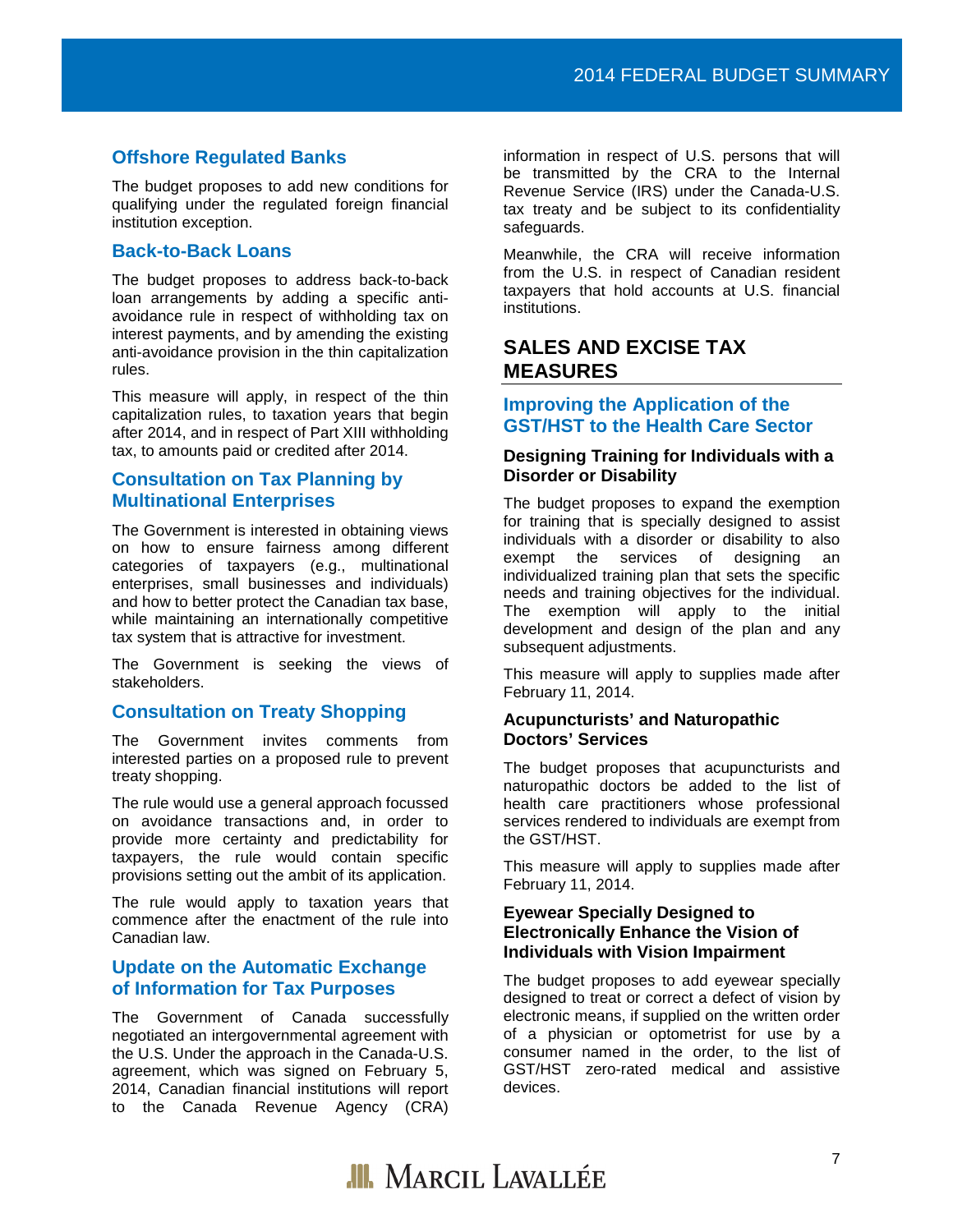## Offshore Regulated Banks

The budget proposes to add new conditions for qualifying under the regulated foreign financial institution exception.

## Back-to-Back Loans

The budget proposes to address back-to-back loan arrangements by adding a specific anti-avoidance rule in respect of withholding tax on interest payments, and by amending the existing anti-avoidance provision in the thin capitalization rules.

This measure will apply, in respect of the thin capitalization rules, to taxation years that begin after 2014, and in respect of Part XIII withholding tax, to amounts paid or credited after 2014.

## Consultation on Tax Planning by Multinational Enterprises

The Government is interested in obtaining views on how to ensure fairness among different categories of taxpayers (e.g., multinational enterprises, small businesses and individuals) and how to better protect the Canadian tax base, while maintaining an internationally competitive tax system that is attractive for investment.

The Government is seeking the views of stakeholders.

## Consultation on Treaty Shopping

The Government invites comments from interested parties on a proposed rule to prevent treaty shopping.

The rule would use a general approach focussed on avoidance transactions and, in order to provide more certainty and predictability for taxpayers, the rule would contain specific provisions setting out the ambit of its application.

The rule would apply to taxation years that commence after the enactment of the rule into Canadian law.

## Update on the Automatic Exchange of Information for Tax Purposes

The Government of Canada successfully negotiated an intergovernmental agreement with the U.S. Under the approach in the Canada-U.S. agreement, which was signed on February 5, 2014, Canadian financial institutions will report to the Canada Revenue Agency (CRA) information in respect of U.S. persons that will be transmitted by the CRA to the Internal Revenue Service (IRS) under the Canada-U.S. tax treaty and be subject to its confidentiality safeguards.

Meanwhile, the CRA will receive information from the U.S. in respect of Canadian resident taxpayers that hold accounts at U.S. financial institutions.

# SALES AND EXCISE TAX MEASURES

## Improving the Application of the GST/HST to the Health Care Sector

### Designing Training for Individuals with a Disorder or Disability

The budget proposes to expand the exemption for training that is specially designed to assist individuals with a disorder or disability to also exempt the services of designing an individualized training plan that sets the specific needs and training objectives for the individual. The exemption will apply to the initial development and design of the plan and any subsequent adjustments.

This measure will apply to supplies made after February 11, 2014.

### Acupuncturists' and Naturopathic Doctors' Services

The budget proposes that acupuncturists and naturopathic doctors be added to the list of health care practitioners whose professional services rendered to individuals are exempt from the GST/HST.

This measure will apply to supplies made after February 11, 2014.

### Eyewear Specially Designed to Electronically Enhance the Vision of Individuals with Vision Impairment

The budget proposes to add eyewear specially designed to treat or correct a defect of vision by electronic means, if supplied on the written order of a physician or optometrist for use by a consumer named in the order, to the list of GST/HST zero-rated medical and assistive devices.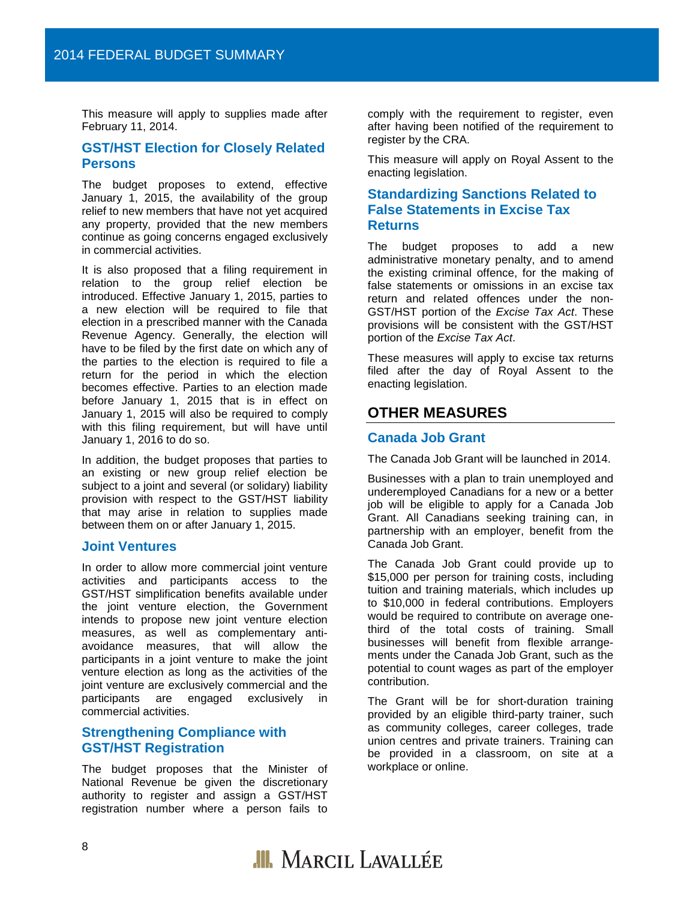This measure will apply to supplies made after February 11, 2014.

### GST/HST Election for Closely Related Persons

The budget proposes to extend, effective January 1, 2015, the availability of the group relief to new members that have not yet acquired any property, provided that the new members continue as going concerns engaged exclusively in commercial activities.

It is also proposed that a filing requirement in relation to the group relief election be introduced. Effective January 1, 2015, parties to a new election will be required to file that election in a prescribed manner with the Canada Revenue Agency. Generally, the election will have to be filed by the first date on which any of the parties to the election is required to file a return for the period in which the election becomes effective. Parties to an election made before January 1, 2015 that is in effect on January 1, 2015 will also be required to comply with this filing requirement, but will have until January 1, 2016 to do so.

In addition, the budget proposes that parties to an existing or new group relief election be subject to a joint and several (or solidary) liability provision with respect to the GST/HST liability that may arise in relation to supplies made between them on or after January 1, 2015.

### Joint Ventures

In order to allow more commercial joint venture activities and participants access to the GST/HST simplification benefits available under the joint venture election, the Government intends to propose new joint venture election measures, as well as complementary anti-avoidance measures, that will allow the participants in a joint venture to make the joint venture election as long as the activities of the joint venture are exclusively commercial and the participants are engaged exclusively in commercial activities.

### Strengthening Compliance with GST/HST Registration

The budget proposes that the Minister of National Revenue be given the discretionary authority to register and assign a GST/HST registration number where a person fails to comply with the requirement to register, even after having been notified of the requirement to register by the CRA.

This measure will apply on Royal Assent to the enacting legislation.

### Standardizing Sanctions Related to False Statements in Excise Tax Returns

The budget proposes to add a new administrative monetary penalty, and to amend the existing criminal offence, for the making of false statements or omissions in an excise tax return and related offences under the non-GST/HST portion of the *Excise Tax Act*. These provisions will be consistent with the GST/HST portion of the *Excise Tax Act*.

These measures will apply to excise tax returns filed after the day of Royal Assent to the enacting legislation.

## OTHER MEASURES

### Canada Job Grant

The Canada Job Grant will be launched in 2014.

Businesses with a plan to train unemployed and underemployed Canadians for a new or a better job will be eligible to apply for a Canada Job Grant. All Canadians seeking training can, in partnership with an employer, benefit from the Canada Job Grant.

The Canada Job Grant could provide up to $15,000 per person for training costs, including tuition and training materials, which includes up to $10,000 in federal contributions. Employers would be required to contribute on average one-third of the total costs of training. Small businesses will benefit from flexible arrangements under the Canada Job Grant, such as the potential to count wages as part of the employer contribution.

The Grant will be for short-duration training provided by an eligible third-party trainer, such as community colleges, career colleges, trade union centres and private trainers. Training can be provided in a classroom, on site at a workplace or online.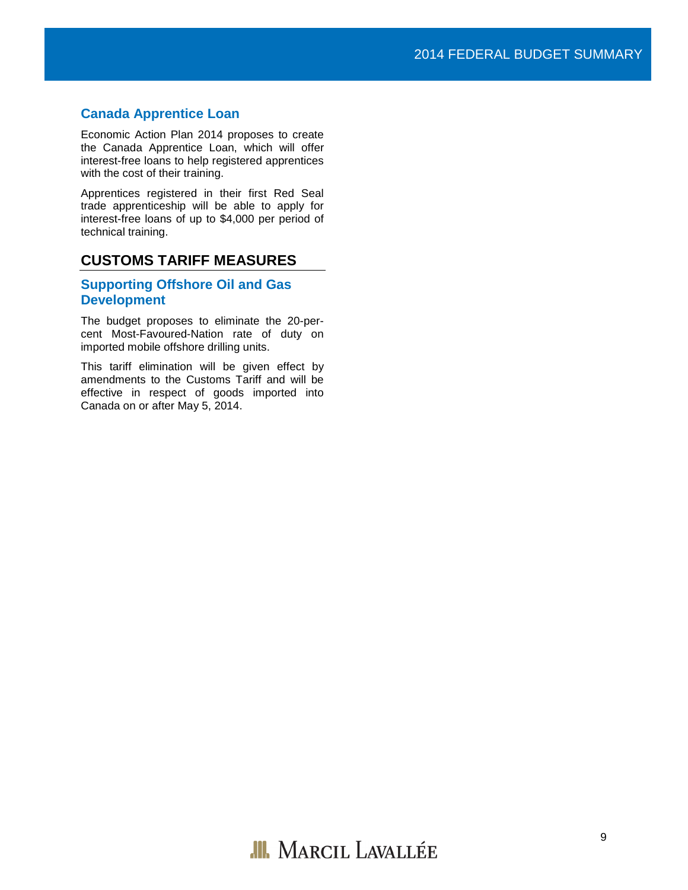### Canada Apprentice Loan

Economic Action Plan 2014 proposes to create the Canada Apprentice Loan, which will offer interest-free loans to help registered apprentices with the cost of their training.

Apprentices registered in their first Red Seal trade apprenticeship will be able to apply for interest-free loans of up to $4,000 per period of technical training.

## CUSTOMS TARIFF MEASURES

### Supporting Offshore Oil and Gas Development

The budget proposes to eliminate the 20-per-cent Most-Favoured-Nation rate of duty on imported mobile offshore drilling units.

This tariff elimination will be given effect by amendments to the Customs Tariff and will be effective in respect of goods imported into Canada on or after May 5, 2014.